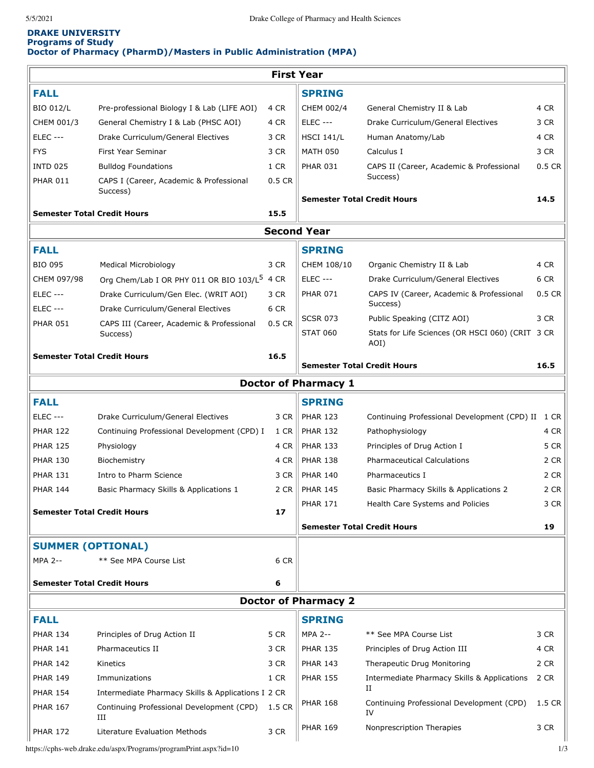**DRAKE UNIVERSITY**
**Programs of Study**
**Doctor of Pharmacy (PharmD)/Masters in Public Administration (MPA)**

## First Year

### FALL

| Course | Title | Credits |
|---|---|---|
| BIO 012/L | Pre-professional Biology I & Lab (LIFE AOI) | 4 CR |
| CHEM 001/3 | General Chemistry I & Lab (PHSC AOI) | 4 CR |
| ELEC --- | Drake Curriculum/General Electives | 3 CR |
| FYS | First Year Seminar | 3 CR |
| INTD 025 | Bulldog Foundations | 1 CR |
| PHAR 011 | CAPS I (Career, Academic & Professional Success) | 0.5 CR |
| **Semester Total Credit Hours** | | **15.5** |

### SPRING

| Course | Title | Credits |
|---|---|---|
| CHEM 002/4 | General Chemistry II & Lab | 4 CR |
| ELEC --- | Drake Curriculum/General Electives | 3 CR |
| HSCI 141/L | Human Anatomy/Lab | 4 CR |
| MATH 050 | Calculus I | 3 CR |
| PHAR 031 | CAPS II (Career, Academic & Professional Success) | 0.5 CR |
| **Semester Total Credit Hours** | | **14.5** |

## Second Year

### FALL

| Course | Title | Credits |
|---|---|---|
| BIO 095 | Medical Microbiology | 3 CR |
| CHEM 097/98 | Org Chem/Lab I OR PHY 011 OR BIO 103/L[5] | 4 CR |
| ELEC --- | Drake Curriculum/Gen Elec. (WRIT AOI) | 3 CR |
| ELEC --- | Drake Curriculum/General Electives | 6 CR |
| PHAR 051 | CAPS III (Career, Academic & Professional Success) | 0.5 CR |
| **Semester Total Credit Hours** | | **16.5** |

### SPRING

| Course | Title | Credits |
|---|---|---|
| CHEM 108/10 | Organic Chemistry II & Lab | 4 CR |
| ELEC --- | Drake Curriculum/General Electives | 6 CR |
| PHAR 071 | CAPS IV (Career, Academic & Professional Success) | 0.5 CR |
| SCSR 073 | Public Speaking (CITZ AOI) | 3 CR |
| STAT 060 | Stats for Life Sciences (OR HSCI 060) (CRIT AOI) | 3 CR |
| **Semester Total Credit Hours** | | **16.5** |

## Doctor of Pharmacy 1

### FALL

| Course | Title | Credits |
|---|---|---|
| ELEC --- | Drake Curriculum/General Electives | 3 CR |
| PHAR 122 | Continuing Professional Development (CPD) I | 1 CR |
| PHAR 125 | Physiology | 4 CR |
| PHAR 130 | Biochemistry | 4 CR |
| PHAR 131 | Intro to Pharm Science | 3 CR |
| PHAR 144 | Basic Pharmacy Skills & Applications 1 | 2 CR |
| **Semester Total Credit Hours** | | **17** |

### SPRING

| Course | Title | Credits |
|---|---|---|
| PHAR 123 | Continuing Professional Development (CPD) II | 1 CR |
| PHAR 132 | Pathophysiology | 4 CR |
| PHAR 133 | Principles of Drug Action I | 5 CR |
| PHAR 138 | Pharmaceutical Calculations | 2 CR |
| PHAR 140 | Pharmaceutics I | 2 CR |
| PHAR 145 | Basic Pharmacy Skills & Applications 2 | 2 CR |
| PHAR 171 | Health Care Systems and Policies | 3 CR |
| **Semester Total Credit Hours** | | **19** |

### SUMMER (OPTIONAL)

| Course | Title | Credits |
|---|---|---|
| MPA 2-- | ** See MPA Course List | 6 CR |
| **Semester Total Credit Hours** | | **6** |

## Doctor of Pharmacy 2

### FALL

| Course | Title | Credits |
|---|---|---|
| PHAR 134 | Principles of Drug Action II | 5 CR |
| PHAR 141 | Pharmaceutics II | 3 CR |
| PHAR 142 | Kinetics | 3 CR |
| PHAR 149 | Immunizations | 1 CR |
| PHAR 154 | Intermediate Pharmacy Skills & Applications I | 2 CR |
| PHAR 167 | Continuing Professional Development (CPD) III | 1.5 CR |
| PHAR 172 | Literature Evaluation Methods | 3 CR |

### SPRING

| Course | Title | Credits |
|---|---|---|
| MPA 2-- | ** See MPA Course List | 3 CR |
| PHAR 135 | Principles of Drug Action III | 4 CR |
| PHAR 143 | Therapeutic Drug Monitoring | 2 CR |
| PHAR 155 | Intermediate Pharmacy Skills & Applications II | 2 CR |
| PHAR 168 | Continuing Professional Development (CPD) IV | 1.5 CR |
| PHAR 169 | Nonprescription Therapies | 3 CR |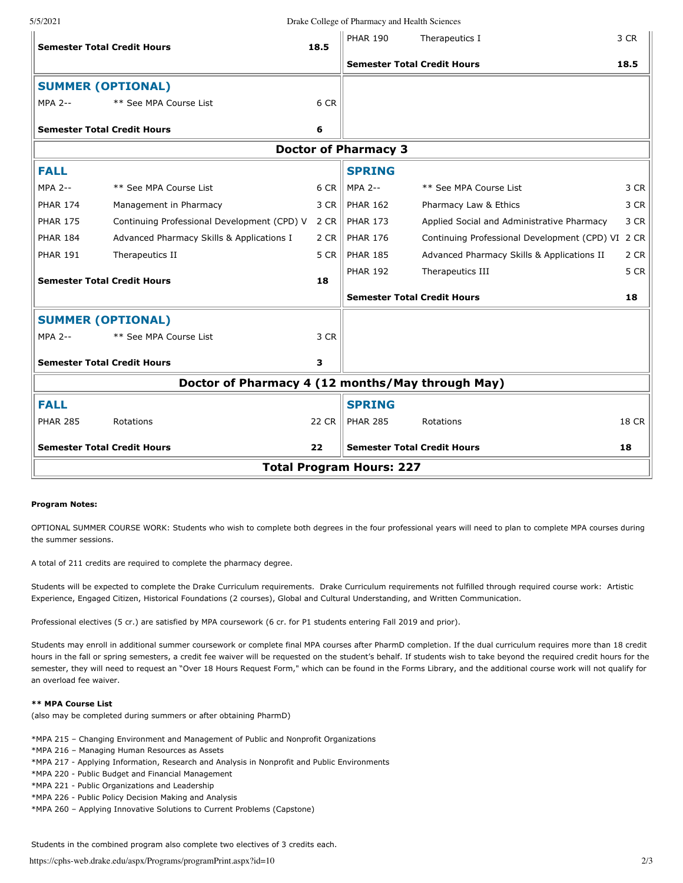| | | | | | |
|---|---|---|---|---|---|
| **Semester Total Credit Hours** | | **18.5** | PHAR 190 | Therapeutics I | 3 CR |
| | | | **Semester Total Credit Hours** | | **18.5** |
| **SUMMER (OPTIONAL)** | | | | | |
| MPA 2-- | ** See MPA Course List | 6 CR | | | |
| **Semester Total Credit Hours** | | **6** | | | |

| **Doctor of Pharmacy 3** | | | | | |
|---|---|---|---|---|---|
| **FALL** | | | **SPRING** | | |
| MPA 2-- | ** See MPA Course List | 6 CR | MPA 2-- | ** See MPA Course List | 3 CR |
| PHAR 174 | Management in Pharmacy | 3 CR | PHAR 162 | Pharmacy Law & Ethics | 3 CR |
| PHAR 175 | Continuing Professional Development (CPD) V | 2 CR | PHAR 173 | Applied Social and Administrative Pharmacy | 3 CR |
| PHAR 184 | Advanced Pharmacy Skills & Applications I | 2 CR | PHAR 176 | Continuing Professional Development (CPD) VI | 2 CR |
| PHAR 191 | Therapeutics II | 5 CR | PHAR 185 | Advanced Pharmacy Skills & Applications II | 2 CR |
| **Semester Total Credit Hours** | | **18** | PHAR 192 | Therapeutics III | 5 CR |
| | | | **Semester Total Credit Hours** | | **18** |
| **SUMMER (OPTIONAL)** | | | | | |
| MPA 2-- | ** See MPA Course List | 3 CR | | | |
| **Semester Total Credit Hours** | | **3** | | | |

| **Doctor of Pharmacy 4 (12 months/May through May)** | | | | | |
|---|---|---|---|---|---|
| **FALL** | | | **SPRING** | | |
| PHAR 285 | Rotations | 22 CR | PHAR 285 | Rotations | 18 CR |
| **Semester Total Credit Hours** | | **22** | **Semester Total Credit Hours** | | **18** |
| **Total Program Hours: 227** | | | | | |

**Program Notes:**

OPTIONAL SUMMER COURSE WORK: Students who wish to complete both degrees in the four professional years will need to plan to complete MPA courses during the summer sessions.

A total of 211 credits are required to complete the pharmacy degree.

Students will be expected to complete the Drake Curriculum requirements. Drake Curriculum requirements not fulfilled through required course work: Artistic Experience, Engaged Citizen, Historical Foundations (2 courses), Global and Cultural Understanding, and Written Communication.

Professional electives (5 cr.) are satisfied by MPA coursework (6 cr. for P1 students entering Fall 2019 and prior).

Students may enroll in additional summer coursework or complete final MPA courses after PharmD completion. If the dual curriculum requires more than 18 credit hours in the fall or spring semesters, a credit fee waiver will be requested on the student's behalf. If students wish to take beyond the required credit hours for the semester, they will need to request an "Over 18 Hours Request Form," which can be found in the Forms Library, and the additional course work will not qualify for an overload fee waiver.

**** MPA Course List**
(also may be completed during summers or after obtaining PharmD)

*MPA 215 – Changing Environment and Management of Public and Nonprofit Organizations
*MPA 216 – Managing Human Resources as Assets
*MPA 217 - Applying Information, Research and Analysis in Nonprofit and Public Environments
*MPA 220 - Public Budget and Financial Management
*MPA 221 - Public Organizations and Leadership
*MPA 226 - Public Policy Decision Making and Analysis
*MPA 260 – Applying Innovative Solutions to Current Problems (Capstone)

Students in the combined program also complete two electives of 3 credits each.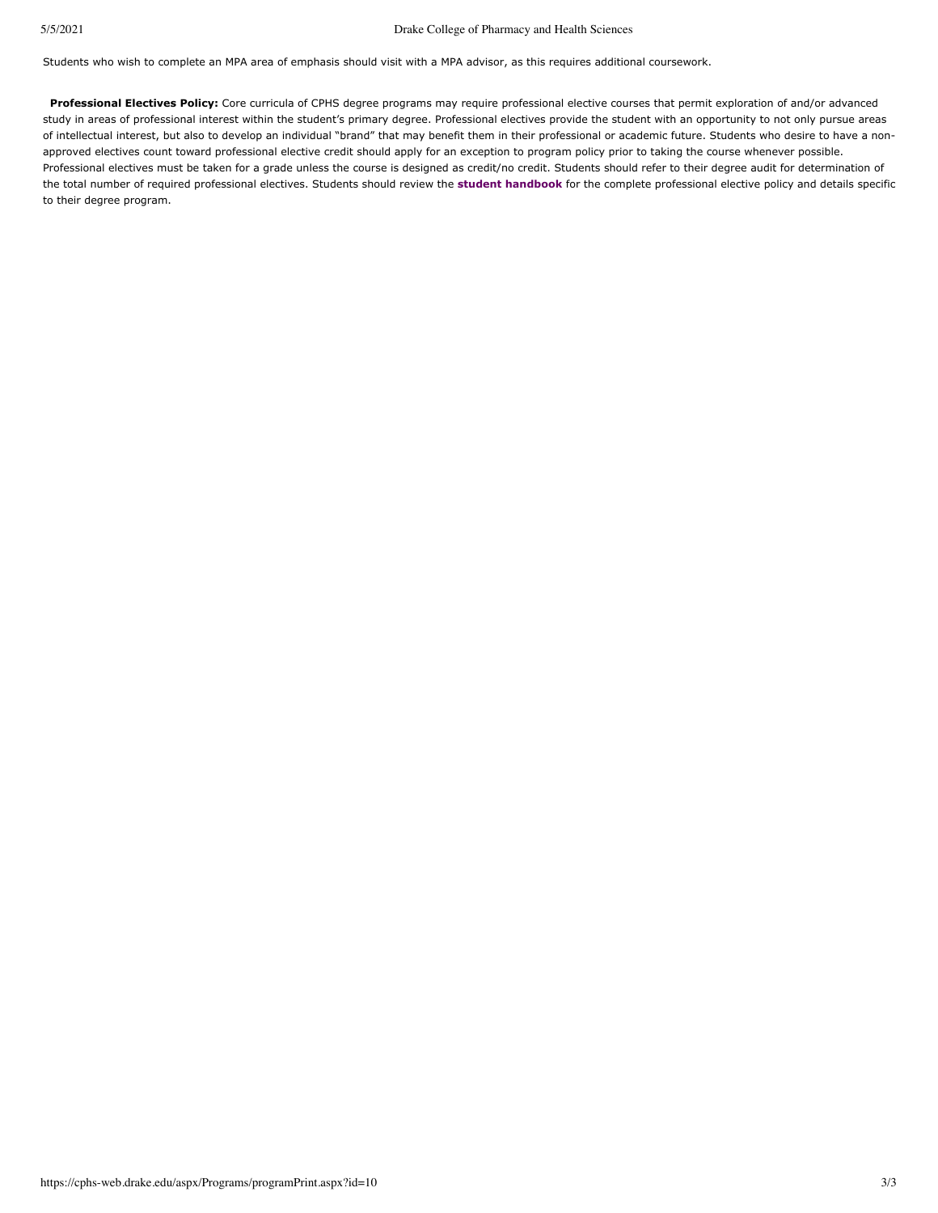Students who wish to complete an MPA area of emphasis should visit with a MPA advisor, as this requires additional coursework.

**Professional Electives Policy:** Core curricula of CPHS degree programs may require professional elective courses that permit exploration of and/or advanced study in areas of professional interest within the student's primary degree. Professional electives provide the student with an opportunity to not only pursue areas of intellectual interest, but also to develop an individual "brand" that may benefit them in their professional or academic future. Students who desire to have a non-approved electives count toward professional elective credit should apply for an exception to program policy prior to taking the course whenever possible. Professional electives must be taken for a grade unless the course is designed as credit/no credit. Students should refer to their degree audit for determination of the total number of required professional electives. Students should review the **student handbook** for the complete professional elective policy and details specific to their degree program.